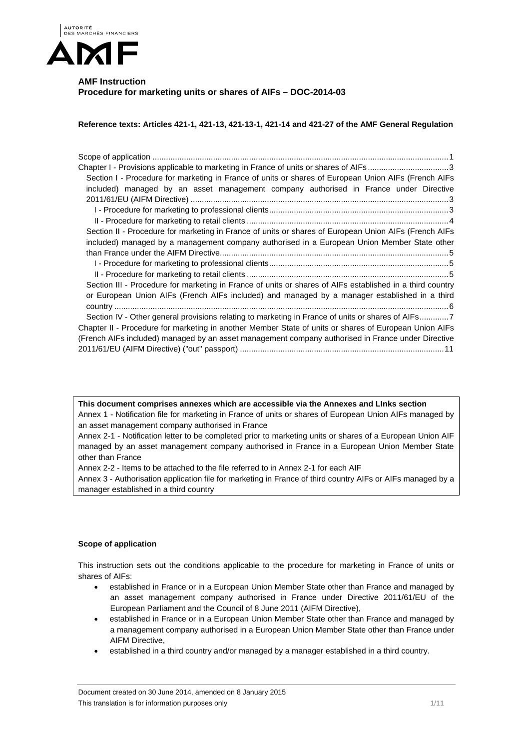AUTORITÉ DES MARCHÉS FINANCIERS

AMF

**AMF Instruction**
**Procedure for marketing units or shares of AIFs – DOC-2014-03**

**Reference texts: Articles 421-1, 421-13, 421-13-1, 421-14 and 421-27 of the AMF General Regulation**

Scope of application ........................................................................................................................1
Chapter I - Provisions applicable to marketing in France of units or shares of AIFs ....................................3
Section I - Procedure for marketing in France of units or shares of European Union AIFs (French AIFs included) managed by an asset management company authorised in France under Directive 2011/61/EU (AIFM Directive) ..................................................................................................3
I - Procedure for marketing to professional clients...............................................................................3
II - Procedure for marketing to retail clients .........................................................................................4
Section II - Procedure for marketing in France of units or shares of European Union AIFs (French AIFs included) managed by a management company authorised in a European Union Member State other than France under the AIFM Directive......................................................................................................5
I - Procedure for marketing to professional clients...............................................................................5
II - Procedure for marketing to retail clients .........................................................................................5
Section III - Procedure for marketing in France of units or shares of AIFs established in a third country or European Union AIFs (French AIFs included) and managed by a manager established in a third country ....................................................................................................................................6
Section IV - Other general provisions relating to marketing in France of units or shares of AIFs.............7
Chapter II - Procedure for marketing in another Member State of units or shares of European Union AIFs (French AIFs included) managed by an asset management company authorised in France under Directive 2011/61/EU (AIFM Directive) ("out" passport) ..........................................................................................11

**This document comprises annexes which are accessible via the Annexes and LInks section**
Annex 1 - Notification file for marketing in France of units or shares of European Union AIFs managed by an asset management company authorised in France
Annex 2-1 - Notification letter to be completed prior to marketing units or shares of a European Union AIF managed by an asset management company authorised in France in a European Union Member State other than France
Annex 2-2 - Items to be attached to the file referred to in Annex 2-1 for each AIF
Annex 3 - Authorisation application file for marketing in France of third country AIFs or AIFs managed by a manager established in a third country

**Scope of application**

This instruction sets out the conditions applicable to the procedure for marketing in France of units or shares of AIFs:

- established in France or in a European Union Member State other than France and managed by an asset management company authorised in France under Directive 2011/61/EU of the European Parliament and the Council of 8 June 2011 (AIFM Directive),
- established in France or in a European Union Member State other than France and managed by a management company authorised in a European Union Member State other than France under AIFM Directive,
- established in a third country and/or managed by a manager established in a third country.

Document created on 30 June 2014, amended on 8 January 2015
This translation is for information purposes only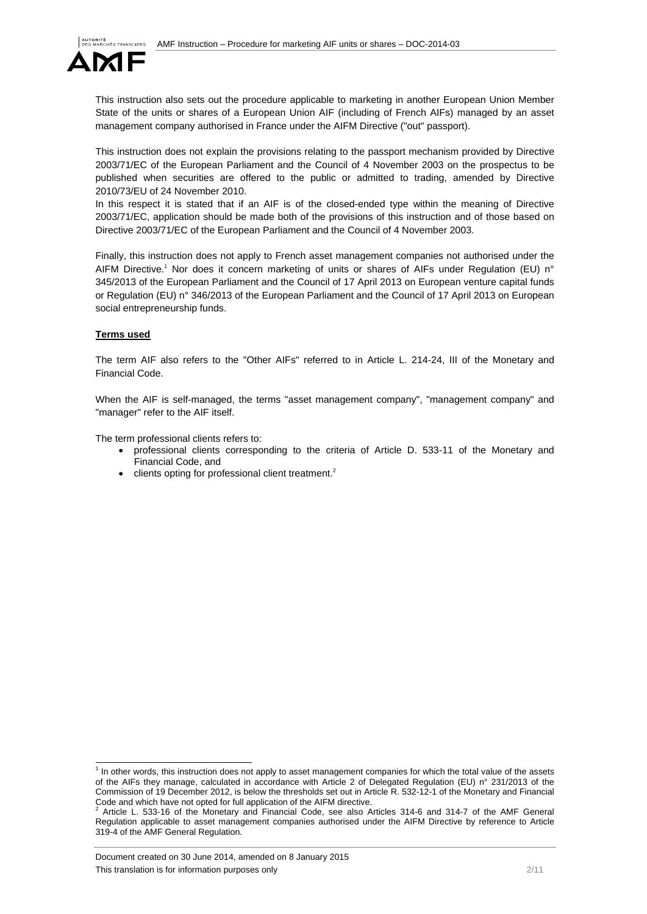This instruction also sets out the procedure applicable to marketing in another European Union Member State of the units or shares of a European Union AIF (including of French AIFs) managed by an asset management company authorised in France under the AIFM Directive ("out" passport).

This instruction does not explain the provisions relating to the passport mechanism provided by Directive 2003/71/EC of the European Parliament and the Council of 4 November 2003 on the prospectus to be published when securities are offered to the public or admitted to trading, amended by Directive 2010/73/EU of 24 November 2010.
In this respect it is stated that if an AIF is of the closed-ended type within the meaning of Directive 2003/71/EC, application should be made both of the provisions of this instruction and of those based on Directive 2003/71/EC of the European Parliament and the Council of 4 November 2003.

Finally, this instruction does not apply to French asset management companies not authorised under the AIFM Directive.[1] Nor does it concern marketing of units or shares of AIFs under Regulation (EU) n° 345/2013 of the European Parliament and the Council of 17 April 2013 on European venture capital funds or Regulation (EU) n° 346/2013 of the European Parliament and the Council of 17 April 2013 on European social entrepreneurship funds.

**Terms used**

The term AIF also refers to the "Other AIFs" referred to in Article L. 214-24, III of the Monetary and Financial Code.

When the AIF is self-managed, the terms "asset management company", "management company" and "manager" refer to the AIF itself.

The term professional clients refers to:

- professional clients corresponding to the criteria of Article D. 533-11 of the Monetary and Financial Code, and
- clients opting for professional client treatment.[2]

[1] In other words, this instruction does not apply to asset management companies for which the total value of the assets of the AIFs they manage, calculated in accordance with Article 2 of Delegated Regulation (EU) n° 231/2013 of the Commission of 19 December 2012, is below the thresholds set out in Article R. 532-12-1 of the Monetary and Financial Code and which have not opted for full application of the AIFM directive.

[2] Article L. 533-16 of the Monetary and Financial Code, see also Articles 314-6 and 314-7 of the AMF General Regulation applicable to asset management companies authorised under the AIFM Directive by reference to Article 319-4 of the AMF General Regulation.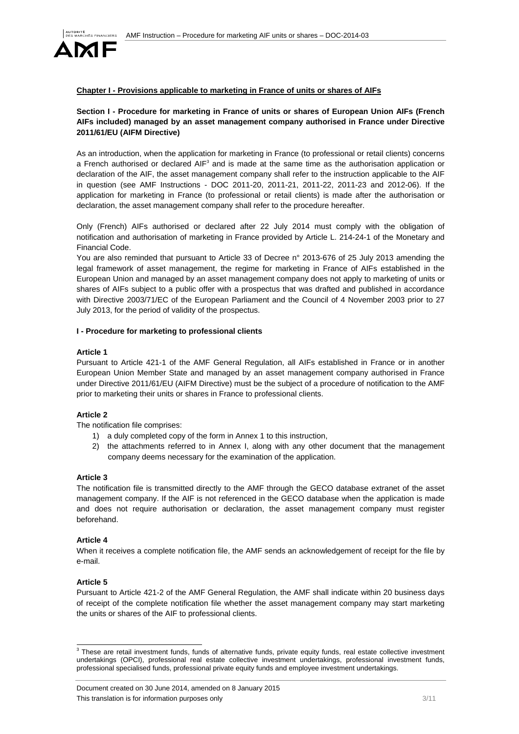**Chapter I - Provisions applicable to marketing in France of units or shares of AIFs**

**Section I - Procedure for marketing in France of units or shares of European Union AIFs (French AIFs included) managed by an asset management company authorised in France under Directive 2011/61/EU (AIFM Directive)**

As an introduction, when the application for marketing in France (to professional or retail clients) concerns a French authorised or declared AIF[3] and is made at the same time as the authorisation application or declaration of the AIF, the asset management company shall refer to the instruction applicable to the AIF in question (see AMF Instructions - DOC 2011-20, 2011-21, 2011-22, 2011-23 and 2012-06). If the application for marketing in France (to professional or retail clients) is made after the authorisation or declaration, the asset management company shall refer to the procedure hereafter.

Only (French) AIFs authorised or declared after 22 July 2014 must comply with the obligation of notification and authorisation of marketing in France provided by Article L. 214-24-1 of the Monetary and Financial Code.

You are also reminded that pursuant to Article 33 of Decree n° 2013-676 of 25 July 2013 amending the legal framework of asset management, the regime for marketing in France of AIFs established in the European Union and managed by an asset management company does not apply to marketing of units or shares of AIFs subject to a public offer with a prospectus that was drafted and published in accordance with Directive 2003/71/EC of the European Parliament and the Council of 4 November 2003 prior to 27 July 2013, for the period of validity of the prospectus.

**I - Procedure for marketing to professional clients**

**Article 1**

Pursuant to Article 421-1 of the AMF General Regulation, all AIFs established in France or in another European Union Member State and managed by an asset management company authorised in France under Directive 2011/61/EU (AIFM Directive) must be the subject of a procedure of notification to the AMF prior to marketing their units or shares in France to professional clients.

**Article 2**

The notification file comprises:

1) a duly completed copy of the form in Annex 1 to this instruction,
2) the attachments referred to in Annex I, along with any other document that the management company deems necessary for the examination of the application.

**Article 3**

The notification file is transmitted directly to the AMF through the GECO database extranet of the asset management company. If the AIF is not referenced in the GECO database when the application is made and does not require authorisation or declaration, the asset management company must register beforehand.

**Article 4**

When it receives a complete notification file, the AMF sends an acknowledgement of receipt for the file by e-mail.

**Article 5**

Pursuant to Article 421-2 of the AMF General Regulation, the AMF shall indicate within 20 business days of receipt of the complete notification file whether the asset management company may start marketing the units or shares of the AIF to professional clients.

---

[3] These are retail investment funds, funds of alternative funds, private equity funds, real estate collective investment undertakings (OPCI), professional real estate collective investment undertakings, professional investment funds, professional specialised funds, professional private equity funds and employee investment undertakings.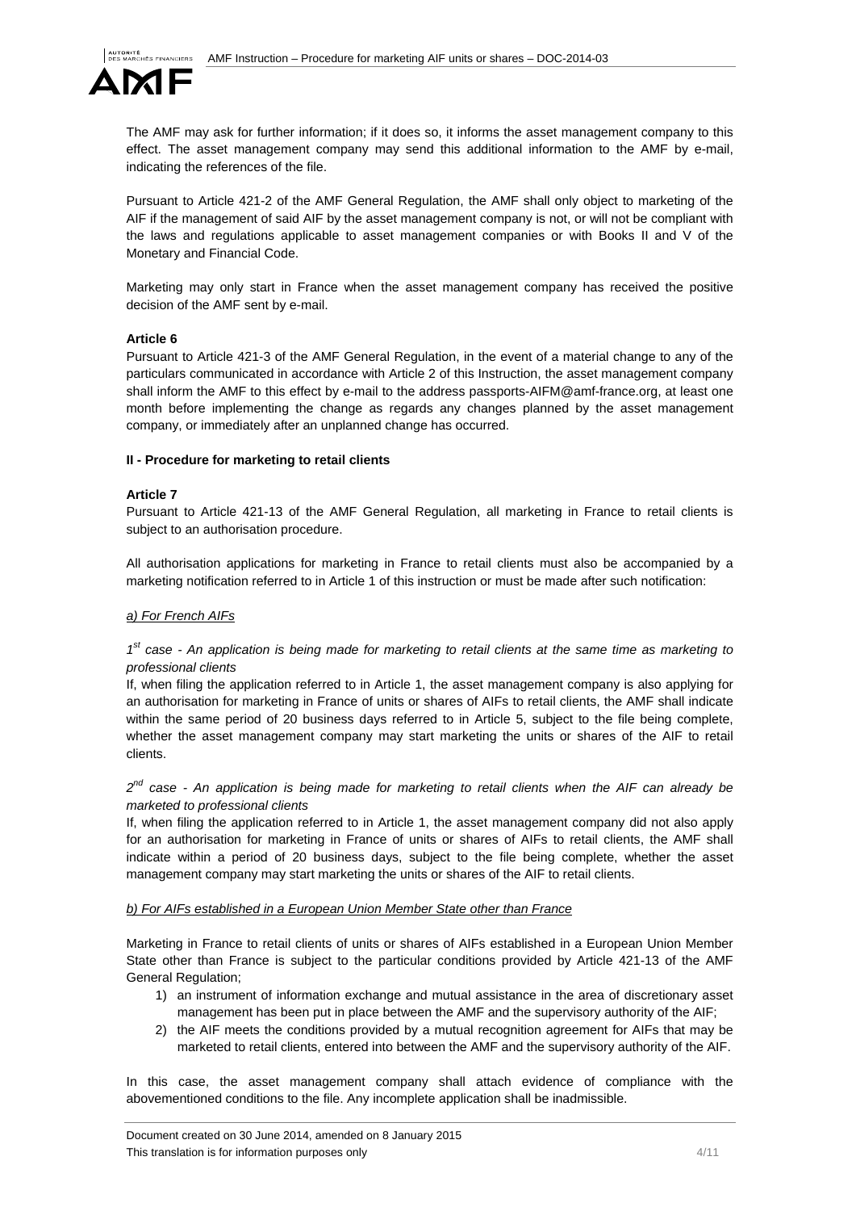The AMF may ask for further information; if it does so, it informs the asset management company to this effect. The asset management company may send this additional information to the AMF by e-mail, indicating the references of the file.

Pursuant to Article 421-2 of the AMF General Regulation, the AMF shall only object to marketing of the AIF if the management of said AIF by the asset management company is not, or will not be compliant with the laws and regulations applicable to asset management companies or with Books II and V of the Monetary and Financial Code.

Marketing may only start in France when the asset management company has received the positive decision of the AMF sent by e-mail.

**Article 6**

Pursuant to Article 421-3 of the AMF General Regulation, in the event of a material change to any of the particulars communicated in accordance with Article 2 of this Instruction, the asset management company shall inform the AMF to this effect by e-mail to the address passports-AIFM@amf-france.org, at least one month before implementing the change as regards any changes planned by the asset management company, or immediately after an unplanned change has occurred.

**II - Procedure for marketing to retail clients**

**Article 7**

Pursuant to Article 421-13 of the AMF General Regulation, all marketing in France to retail clients is subject to an authorisation procedure.

All authorisation applications for marketing in France to retail clients must also be accompanied by a marketing notification referred to in Article 1 of this instruction or must be made after such notification:

*a) For French AIFs*

*1st case - An application is being made for marketing to retail clients at the same time as marketing to professional clients*

If, when filing the application referred to in Article 1, the asset management company is also applying for an authorisation for marketing in France of units or shares of AIFs to retail clients, the AMF shall indicate within the same period of 20 business days referred to in Article 5, subject to the file being complete, whether the asset management company may start marketing the units or shares of the AIF to retail clients.

*2nd case - An application is being made for marketing to retail clients when the AIF can already be marketed to professional clients*

If, when filing the application referred to in Article 1, the asset management company did not also apply for an authorisation for marketing in France of units or shares of AIFs to retail clients, the AMF shall indicate within a period of 20 business days, subject to the file being complete, whether the asset management company may start marketing the units or shares of the AIF to retail clients.

*b) For AIFs established in a European Union Member State other than France*

Marketing in France to retail clients of units or shares of AIFs established in a European Union Member State other than France is subject to the particular conditions provided by Article 421-13 of the AMF General Regulation;

1) an instrument of information exchange and mutual assistance in the area of discretionary asset management has been put in place between the AMF and the supervisory authority of the AIF;
2) the AIF meets the conditions provided by a mutual recognition agreement for AIFs that may be marketed to retail clients, entered into between the AMF and the supervisory authority of the AIF.

In this case, the asset management company shall attach evidence of compliance with the abovementioned conditions to the file. Any incomplete application shall be inadmissible.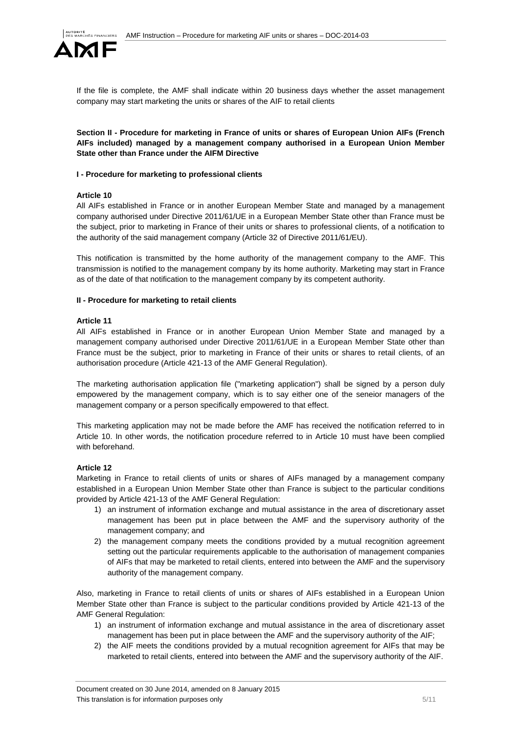If the file is complete, the AMF shall indicate within 20 business days whether the asset management company may start marketing the units or shares of the AIF to retail clients

**Section II - Procedure for marketing in France of units or shares of European Union AIFs (French AIFs included) managed by a management company authorised in a European Union Member State other than France under the AIFM Directive**

**I - Procedure for marketing to professional clients**

**Article 10**

All AIFs established in France or in another European Member State and managed by a management company authorised under Directive 2011/61/UE in a European Member State other than France must be the subject, prior to marketing in France of their units or shares to professional clients, of a notification to the authority of the said management company (Article 32 of Directive 2011/61/EU).

This notification is transmitted by the home authority of the management company to the AMF. This transmission is notified to the management company by its home authority. Marketing may start in France as of the date of that notification to the management company by its competent authority.

**II - Procedure for marketing to retail clients**

**Article 11**

All AIFs established in France or in another European Union Member State and managed by a management company authorised under Directive 2011/61/UE in a European Member State other than France must be the subject, prior to marketing in France of their units or shares to retail clients, of an authorisation procedure (Article 421-13 of the AMF General Regulation).

The marketing authorisation application file ("marketing application") shall be signed by a person duly empowered by the management company, which is to say either one of the seneior managers of the management company or a person specifically empowered to that effect.

This marketing application may not be made before the AMF has received the notification referred to in Article 10. In other words, the notification procedure referred to in Article 10 must have been complied with beforehand.

**Article 12**

Marketing in France to retail clients of units or shares of AIFs managed by a management company established in a European Union Member State other than France is subject to the particular conditions provided by Article 421-13 of the AMF General Regulation:

1) an instrument of information exchange and mutual assistance in the area of discretionary asset management has been put in place between the AMF and the supervisory authority of the management company; and
2) the management company meets the conditions provided by a mutual recognition agreement setting out the particular requirements applicable to the authorisation of management companies of AIFs that may be marketed to retail clients, entered into between the AMF and the supervisory authority of the management company.

Also, marketing in France to retail clients of units or shares of AIFs established in a European Union Member State other than France is subject to the particular conditions provided by Article 421-13 of the AMF General Regulation:

1) an instrument of information exchange and mutual assistance in the area of discretionary asset management has been put in place between the AMF and the supervisory authority of the AIF;
2) the AIF meets the conditions provided by a mutual recognition agreement for AIFs that may be marketed to retail clients, entered into between the AMF and the supervisory authority of the AIF.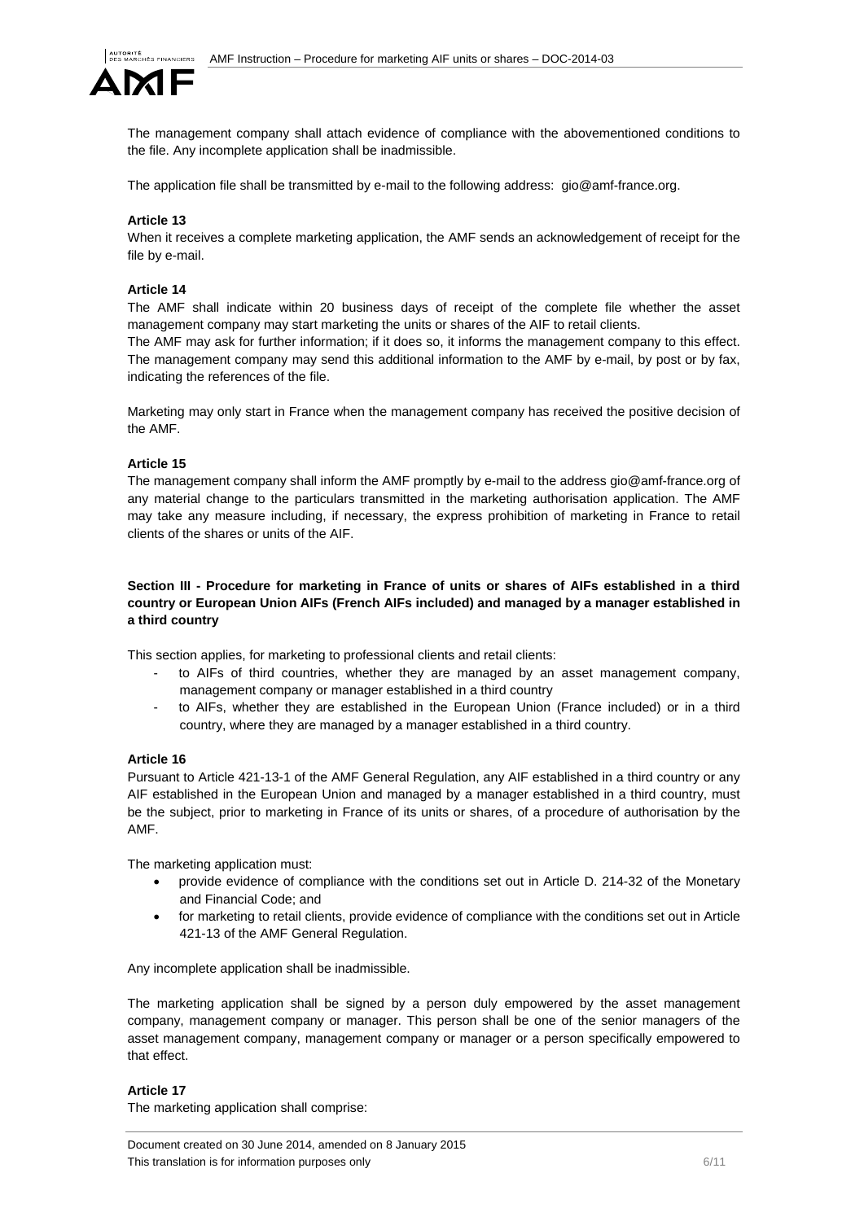The management company shall attach evidence of compliance with the abovementioned conditions to the file. Any incomplete application shall be inadmissible.

The application file shall be transmitted by e-mail to the following address: gio@amf-france.org.

**Article 13**

When it receives a complete marketing application, the AMF sends an acknowledgement of receipt for the file by e-mail.

**Article 14**

The AMF shall indicate within 20 business days of receipt of the complete file whether the asset management company may start marketing the units or shares of the AIF to retail clients.

The AMF may ask for further information; if it does so, it informs the management company to this effect. The management company may send this additional information to the AMF by e-mail, by post or by fax, indicating the references of the file.

Marketing may only start in France when the management company has received the positive decision of the AMF.

**Article 15**

The management company shall inform the AMF promptly by e-mail to the address gio@amf-france.org of any material change to the particulars transmitted in the marketing authorisation application. The AMF may take any measure including, if necessary, the express prohibition of marketing in France to retail clients of the shares or units of the AIF.

## Section III - Procedure for marketing in France of units or shares of AIFs established in a third country or European Union AIFs (French AIFs included) and managed by a manager established in a third country

This section applies, for marketing to professional clients and retail clients:

- to AIFs of third countries, whether they are managed by an asset management company, management company or manager established in a third country
- to AIFs, whether they are established in the European Union (France included) or in a third country, where they are managed by a manager established in a third country.

**Article 16**

Pursuant to Article 421-13-1 of the AMF General Regulation, any AIF established in a third country or any AIF established in the European Union and managed by a manager established in a third country, must be the subject, prior to marketing in France of its units or shares, of a procedure of authorisation by the AMF.

The marketing application must:

- provide evidence of compliance with the conditions set out in Article D. 214-32 of the Monetary and Financial Code; and
- for marketing to retail clients, provide evidence of compliance with the conditions set out in Article 421-13 of the AMF General Regulation.

Any incomplete application shall be inadmissible.

The marketing application shall be signed by a person duly empowered by the asset management company, management company or manager. This person shall be one of the senior managers of the asset management company, management company or manager or a person specifically empowered to that effect.

**Article 17**

The marketing application shall comprise: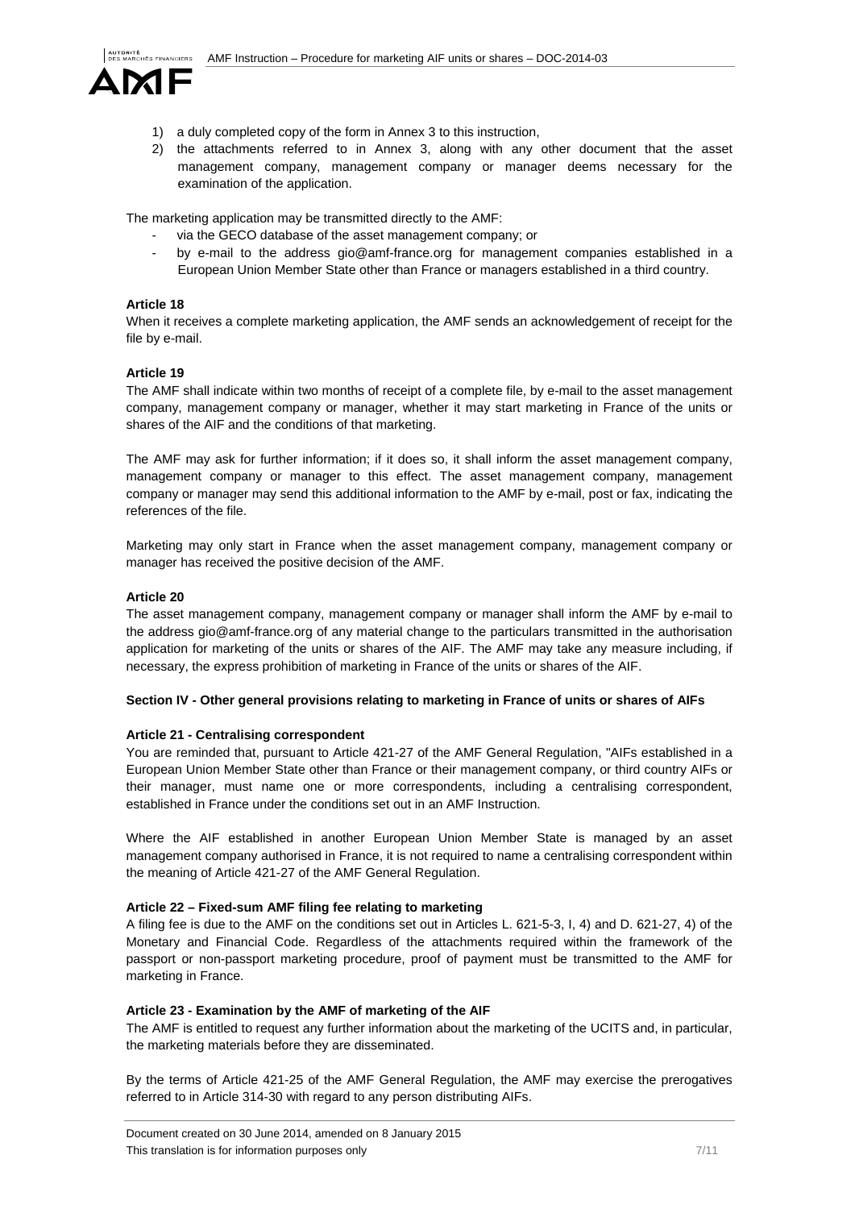1) a duly completed copy of the form in Annex 3 to this instruction,
2) the attachments referred to in Annex 3, along with any other document that the asset management company, management company or manager deems necessary for the examination of the application.

The marketing application may be transmitted directly to the AMF:

- via the GECO database of the asset management company; or
- by e-mail to the address gio@amf-france.org for management companies established in a European Union Member State other than France or managers established in a third country.

**Article 18**

When it receives a complete marketing application, the AMF sends an acknowledgement of receipt for the file by e-mail.

**Article 19**

The AMF shall indicate within two months of receipt of a complete file, by e-mail to the asset management company, management company or manager, whether it may start marketing in France of the units or shares of the AIF and the conditions of that marketing.

The AMF may ask for further information; if it does so, it shall inform the asset management company, management company or manager to this effect. The asset management company, management company or manager may send this additional information to the AMF by e-mail, post or fax, indicating the references of the file.

Marketing may only start in France when the asset management company, management company or manager has received the positive decision of the AMF.

**Article 20**

The asset management company, management company or manager shall inform the AMF by e-mail to the address gio@amf-france.org of any material change to the particulars transmitted in the authorisation application for marketing of the units or shares of the AIF. The AMF may take any measure including, if necessary, the express prohibition of marketing in France of the units or shares of the AIF.

**Section IV - Other general provisions relating to marketing in France of units or shares of AIFs**

**Article 21 - Centralising correspondent**

You are reminded that, pursuant to Article 421-27 of the AMF General Regulation, "AIFs established in a European Union Member State other than France or their management company, or third country AIFs or their manager, must name one or more correspondents, including a centralising correspondent, established in France under the conditions set out in an AMF Instruction.

Where the AIF established in another European Union Member State is managed by an asset management company authorised in France, it is not required to name a centralising correspondent within the meaning of Article 421-27 of the AMF General Regulation.

**Article 22 – Fixed-sum AMF filing fee relating to marketing**

A filing fee is due to the AMF on the conditions set out in Articles L. 621-5-3, I, 4) and D. 621-27, 4) of the Monetary and Financial Code. Regardless of the attachments required within the framework of the passport or non-passport marketing procedure, proof of payment must be transmitted to the AMF for marketing in France.

**Article 23 - Examination by the AMF of marketing of the AIF**

The AMF is entitled to request any further information about the marketing of the UCITS and, in particular, the marketing materials before they are disseminated.

By the terms of Article 421-25 of the AMF General Regulation, the AMF may exercise the prerogatives referred to in Article 314-30 with regard to any person distributing AIFs.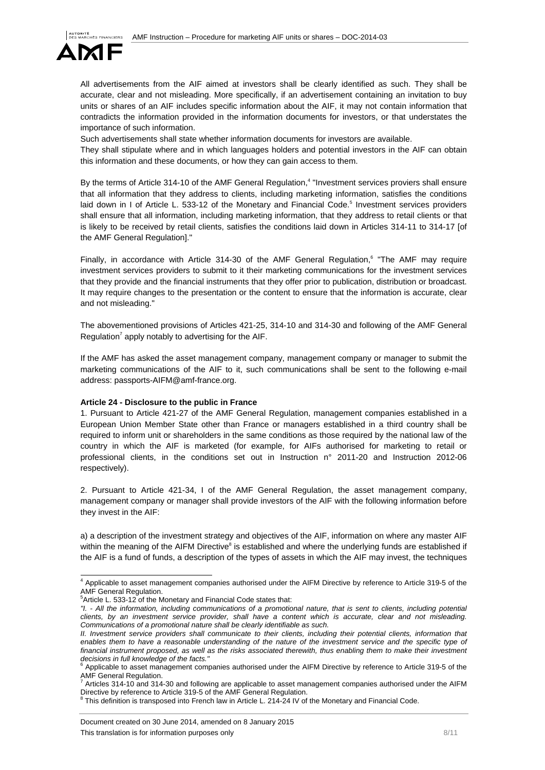All advertisements from the AIF aimed at investors shall be clearly identified as such. They shall be accurate, clear and not misleading. More specifically, if an advertisement containing an invitation to buy units or shares of an AIF includes specific information about the AIF, it may not contain information that contradicts the information provided in the information documents for investors, or that understates the importance of such information.

Such advertisements shall state whether information documents for investors are available.

They shall stipulate where and in which languages holders and potential investors in the AIF can obtain this information and these documents, or how they can gain access to them.

By the terms of Article 314-10 of the AMF General Regulation,[4] "Investment services proviers shall ensure that all information that they address to clients, including marketing information, satisfies the conditions laid down in I of Article L. 533-12 of the Monetary and Financial Code.[5] Investment services providers shall ensure that all information, including marketing information, that they address to retail clients or that is likely to be received by retail clients, satisfies the conditions laid down in Articles 314-11 to 314-17 [of the AMF General Regulation]."

Finally, in accordance with Article 314-30 of the AMF General Regulation,[6] "The AMF may require investment services providers to submit to it their marketing communications for the investment services that they provide and the financial instruments that they offer prior to publication, distribution or broadcast. It may require changes to the presentation or the content to ensure that the information is accurate, clear and not misleading."

The abovementioned provisions of Articles 421-25, 314-10 and 314-30 and following of the AMF General Regulation[7] apply notably to advertising for the AIF.

If the AMF has asked the asset management company, management company or manager to submit the marketing communications of the AIF to it, such communications shall be sent to the following e-mail address: passports-AIFM@amf-france.org.

**Article 24 - Disclosure to the public in France**

1. Pursuant to Article 421-27 of the AMF General Regulation, management companies established in a European Union Member State other than France or managers established in a third country shall be required to inform unit or shareholders in the same conditions as those required by the national law of the country in which the AIF is marketed (for example, for AIFs authorised for marketing to retail or professional clients, in the conditions set out in Instruction n° 2011-20 and Instruction 2012-06 respectively).

2. Pursuant to Article 421-34, I of the AMF General Regulation, the asset management company, management company or manager shall provide investors of the AIF with the following information before they invest in the AIF:

a) a description of the investment strategy and objectives of the AIF, information on where any master AIF within the meaning of the AIFM Directive[8] is established and where the underlying funds are established if the AIF is a fund of funds, a description of the types of assets in which the AIF may invest, the techniques

---

[4] Applicable to asset management companies authorised under the AIFM Directive by reference to Article 319-5 of the AMF General Regulation.

[5] Article L. 533-12 of the Monetary and Financial Code states that:

*"I. - All the information, including communications of a promotional nature, that is sent to clients, including potential clients, by an investment service provider, shall have a content which is accurate, clear and not misleading. Communications of a promotional nature shall be clearly identifiable as such.*

*II. Investment service providers shall communicate to their clients, including their potential clients, information that enables them to have a reasonable understanding of the nature of the investment service and the specific type of financial instrument proposed, as well as the risks associated therewith, thus enabling them to make their investment decisions in full knowledge of the facts."*

[6] Applicable to asset management companies authorised under the AIFM Directive by reference to Article 319-5 of the AMF General Regulation.

[7] Articles 314-10 and 314-30 and following are applicable to asset management companies authorised under the AIFM Directive by reference to Article 319-5 of the AMF General Regulation.

[8] This definition is transposed into French law in Article L. 214-24 IV of the Monetary and Financial Code.

Document created on 30 June 2014, amended on 8 January 2015

This translation is for information purposes only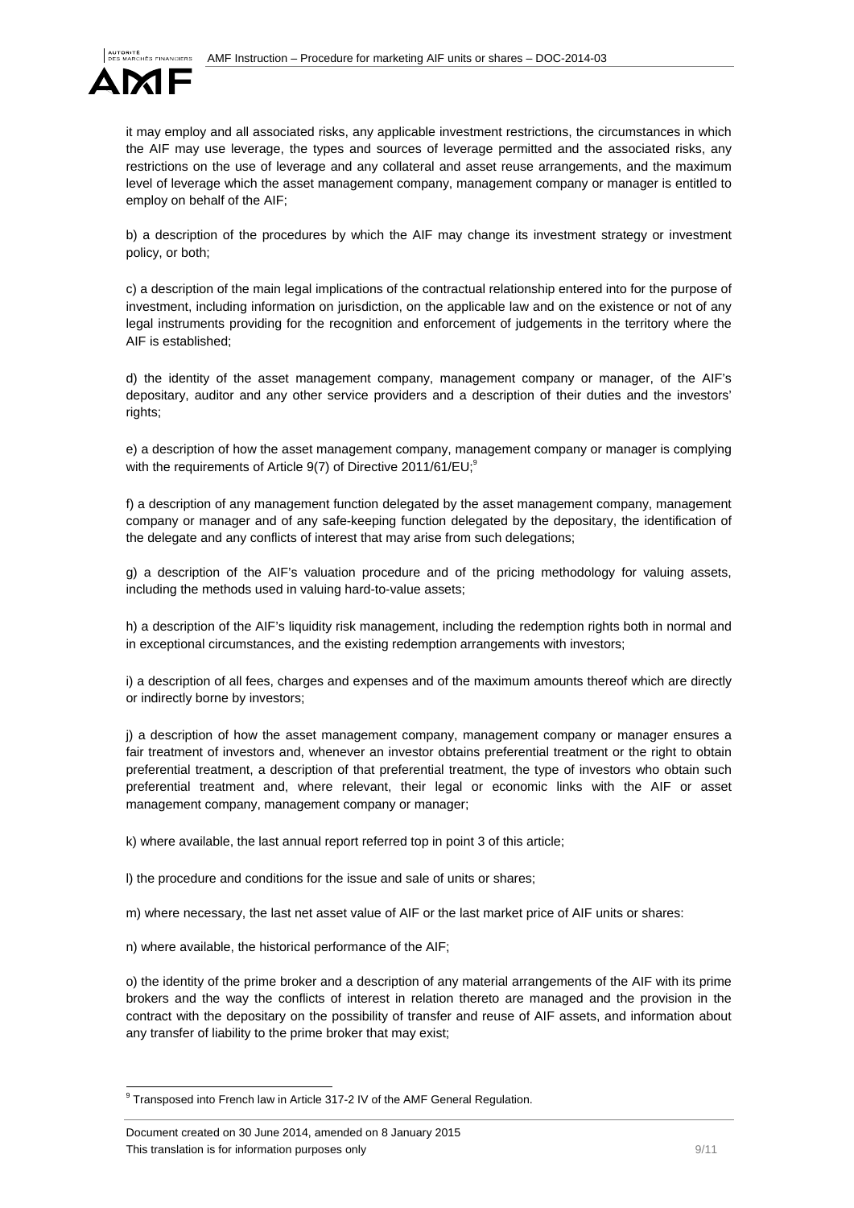it may employ and all associated risks, any applicable investment restrictions, the circumstances in which the AIF may use leverage, the types and sources of leverage permitted and the associated risks, any restrictions on the use of leverage and any collateral and asset reuse arrangements, and the maximum level of leverage which the asset management company, management company or manager is entitled to employ on behalf of the AIF;

b) a description of the procedures by which the AIF may change its investment strategy or investment policy, or both;

c) a description of the main legal implications of the contractual relationship entered into for the purpose of investment, including information on jurisdiction, on the applicable law and on the existence or not of any legal instruments providing for the recognition and enforcement of judgements in the territory where the AIF is established;

d) the identity of the asset management company, management company or manager, of the AIF's depositary, auditor and any other service providers and a description of their duties and the investors' rights;

e) a description of how the asset management company, management company or manager is complying with the requirements of Article 9(7) of Directive 2011/61/EU;[9]

f) a description of any management function delegated by the asset management company, management company or manager and of any safe-keeping function delegated by the depositary, the identification of the delegate and any conflicts of interest that may arise from such delegations;

g) a description of the AIF's valuation procedure and of the pricing methodology for valuing assets, including the methods used in valuing hard-to-value assets;

h) a description of the AIF's liquidity risk management, including the redemption rights both in normal and in exceptional circumstances, and the existing redemption arrangements with investors;

i) a description of all fees, charges and expenses and of the maximum amounts thereof which are directly or indirectly borne by investors;

j) a description of how the asset management company, management company or manager ensures a fair treatment of investors and, whenever an investor obtains preferential treatment or the right to obtain preferential treatment, a description of that preferential treatment, the type of investors who obtain such preferential treatment and, where relevant, their legal or economic links with the AIF or asset management company, management company or manager;

k) where available, the last annual report referred top in point 3 of this article;

l) the procedure and conditions for the issue and sale of units or shares;

m) where necessary, the last net asset value of AIF or the last market price of AIF units or shares:

n) where available, the historical performance of the AIF;

o) the identity of the prime broker and a description of any material arrangements of the AIF with its prime brokers and the way the conflicts of interest in relation thereto are managed and the provision in the contract with the depositary on the possibility of transfer and reuse of AIF assets, and information about any transfer of liability to the prime broker that may exist;

[9] Transposed into French law in Article 317-2 IV of the AMF General Regulation.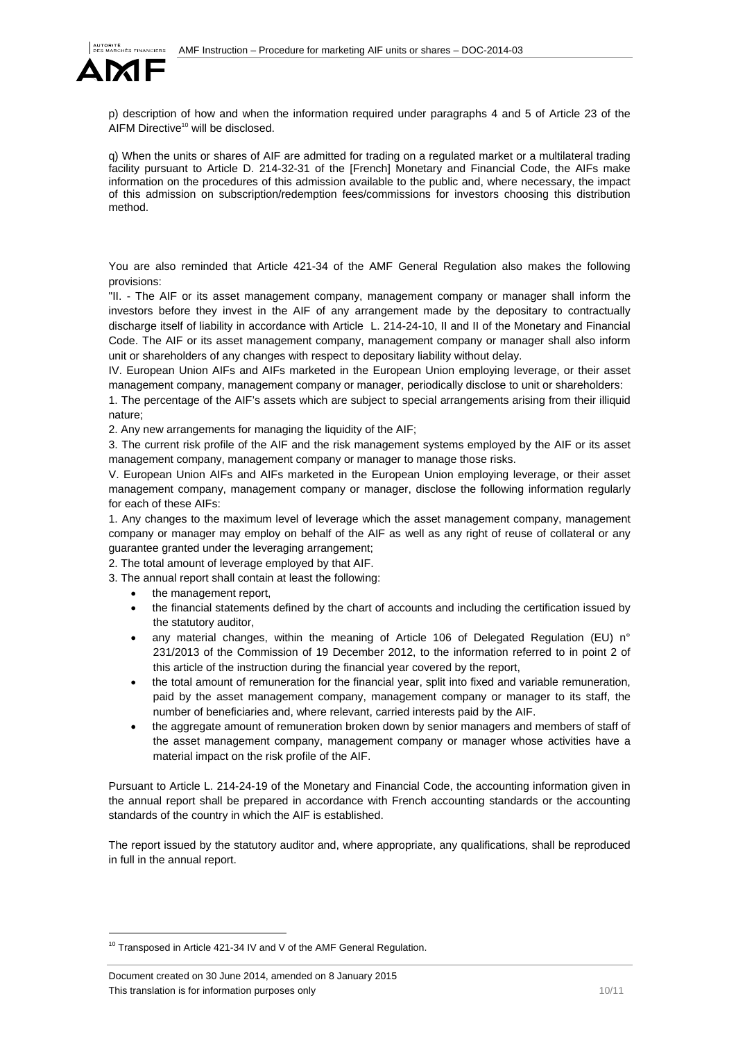p) description of how and when the information required under paragraphs 4 and 5 of Article 23 of the AIFM Directive[10] will be disclosed.

q) When the units or shares of AIF are admitted for trading on a regulated market or a multilateral trading facility pursuant to Article D. 214-32-31 of the [French] Monetary and Financial Code, the AIFs make information on the procedures of this admission available to the public and, where necessary, the impact of this admission on subscription/redemption fees/commissions for investors choosing this distribution method.

You are also reminded that Article 421-34 of the AMF General Regulation also makes the following provisions:

"II. - The AIF or its asset management company, management company or manager shall inform the investors before they invest in the AIF of any arrangement made by the depositary to contractually discharge itself of liability in accordance with Article L. 214-24-10, II and II of the Monetary and Financial Code. The AIF or its asset management company, management company or manager shall also inform unit or shareholders of any changes with respect to depositary liability without delay.

IV. European Union AIFs and AIFs marketed in the European Union employing leverage, or their asset management company, management company or manager, periodically disclose to unit or shareholders:

1. The percentage of the AIF's assets which are subject to special arrangements arising from their illiquid nature;

2. Any new arrangements for managing the liquidity of the AIF;

3. The current risk profile of the AIF and the risk management systems employed by the AIF or its asset management company, management company or manager to manage those risks.

V. European Union AIFs and AIFs marketed in the European Union employing leverage, or their asset management company, management company or manager, disclose the following information regularly for each of these AIFs:

1. Any changes to the maximum level of leverage which the asset management company, management company or manager may employ on behalf of the AIF as well as any right of reuse of collateral or any guarantee granted under the leveraging arrangement;

2. The total amount of leverage employed by that AIF.

3. The annual report shall contain at least the following:

- the management report,
- the financial statements defined by the chart of accounts and including the certification issued by the statutory auditor,
- any material changes, within the meaning of Article 106 of Delegated Regulation (EU) n° 231/2013 of the Commission of 19 December 2012, to the information referred to in point 2 of this article of the instruction during the financial year covered by the report,
- the total amount of remuneration for the financial year, split into fixed and variable remuneration, paid by the asset management company, management company or manager to its staff, the number of beneficiaries and, where relevant, carried interests paid by the AIF.
- the aggregate amount of remuneration broken down by senior managers and members of staff of the asset management company, management company or manager whose activities have a material impact on the risk profile of the AIF.

Pursuant to Article L. 214-24-19 of the Monetary and Financial Code, the accounting information given in the annual report shall be prepared in accordance with French accounting standards or the accounting standards of the country in which the AIF is established.

The report issued by the statutory auditor and, where appropriate, any qualifications, shall be reproduced in full in the annual report.

[10] Transposed in Article 421-34 IV and V of the AMF General Regulation.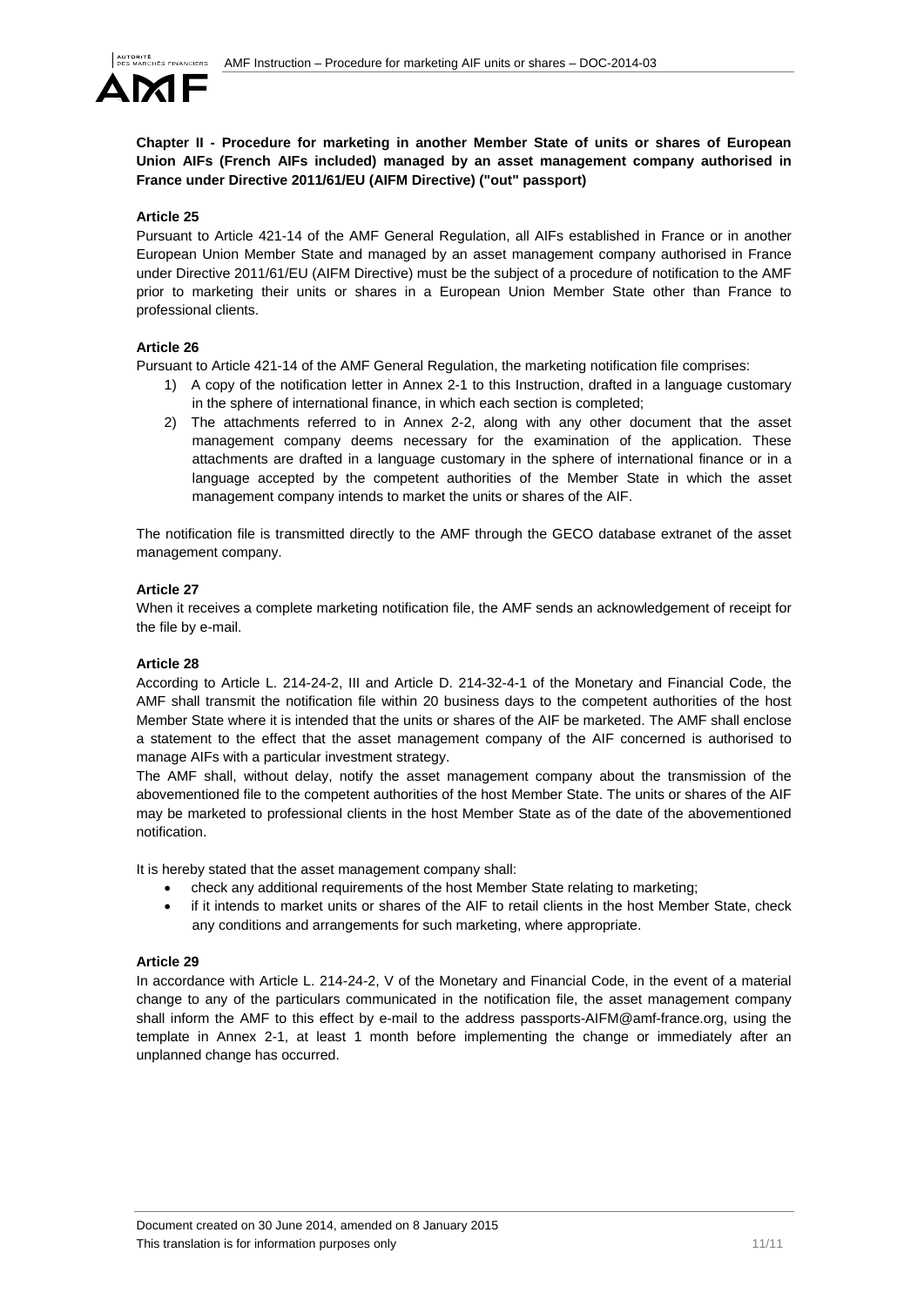**Chapter II - Procedure for marketing in another Member State of units or shares of European Union AIFs (French AIFs included) managed by an asset management company authorised in France under Directive 2011/61/EU (AIFM Directive) ("out" passport)**

**Article 25**

Pursuant to Article 421-14 of the AMF General Regulation, all AIFs established in France or in another European Union Member State and managed by an asset management company authorised in France under Directive 2011/61/EU (AIFM Directive) must be the subject of a procedure of notification to the AMF prior to marketing their units or shares in a European Union Member State other than France to professional clients.

**Article 26**

Pursuant to Article 421-14 of the AMF General Regulation, the marketing notification file comprises:

1) A copy of the notification letter in Annex 2-1 to this Instruction, drafted in a language customary in the sphere of international finance, in which each section is completed;
2) The attachments referred to in Annex 2-2, along with any other document that the asset management company deems necessary for the examination of the application. These attachments are drafted in a language customary in the sphere of international finance or in a language accepted by the competent authorities of the Member State in which the asset management company intends to market the units or shares of the AIF.

The notification file is transmitted directly to the AMF through the GECO database extranet of the asset management company.

**Article 27**

When it receives a complete marketing notification file, the AMF sends an acknowledgement of receipt for the file by e-mail.

**Article 28**

According to Article L. 214-24-2, III and Article D. 214-32-4-1 of the Monetary and Financial Code, the AMF shall transmit the notification file within 20 business days to the competent authorities of the host Member State where it is intended that the units or shares of the AIF be marketed. The AMF shall enclose a statement to the effect that the asset management company of the AIF concerned is authorised to manage AIFs with a particular investment strategy.

The AMF shall, without delay, notify the asset management company about the transmission of the abovementioned file to the competent authorities of the host Member State. The units or shares of the AIF may be marketed to professional clients in the host Member State as of the date of the abovementioned notification.

It is hereby stated that the asset management company shall:

- check any additional requirements of the host Member State relating to marketing;
- if it intends to market units or shares of the AIF to retail clients in the host Member State, check any conditions and arrangements for such marketing, where appropriate.

**Article 29**

In accordance with Article L. 214-24-2, V of the Monetary and Financial Code, in the event of a material change to any of the particulars communicated in the notification file, the asset management company shall inform the AMF to this effect by e-mail to the address passports-AIFM@amf-france.org, using the template in Annex 2-1, at least 1 month before implementing the change or immediately after an unplanned change has occurred.